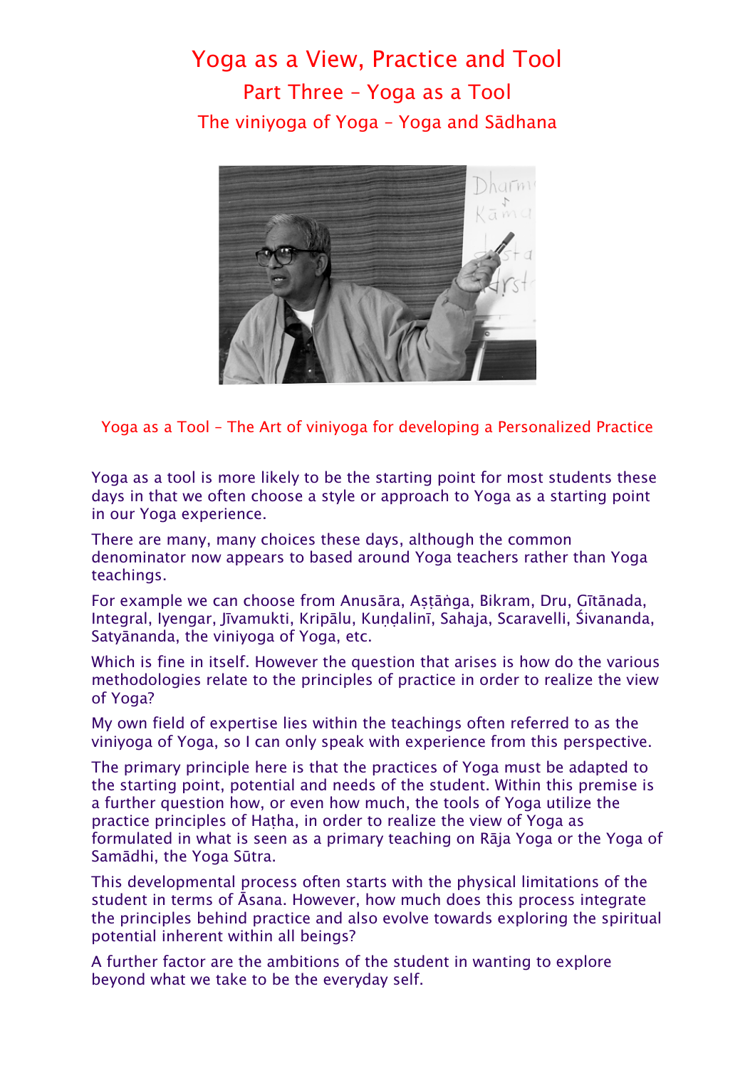# Yoga as a View, Practice and Tool

## Part Three – Yoga as a Tool

### The viniyoga of Yoga – Yoga and Sādhana

Yoga as a Tool – The Art of viniyoga for developing a Personalized Practice

Yoga as a tool is more likely to be the starting point for most students these days in that we often choose a style or approach to Yoga as a starting point in our Yoga experience.

There are many, many choices these days, although the common denominator now appears to based around Yoga teachers rather than Yoga teachings.

For example we can choose from Anusāra, Aṣṭāṅga, Bikram, Dru, Gītānada, Integral, Iyengar, Jīvamukti, Kripālu, Kuṇḍalinī, Sahaja, Scaravelli, Śivananda, Satyānanda, the viniyoga of Yoga, etc.

Which is fine in itself. However the question that arises is how do the various methodologies relate to the principles of practice in order to realize the view of Yoga?

My own field of expertise lies within the teachings often referred to as the viniyoga of Yoga, so I can only speak with experience from this perspective.

The primary principle here is that the practices of Yoga must be adapted to the starting point, potential and needs of the student. Within this premise is a further question how, or even how much, the tools of Yoga utilize the practice principles of Haṭha, in order to realize the view of Yoga as formulated in what is seen as a primary teaching on Rāja Yoga or the Yoga of Samādhi, the Yoga Sūtra.

This developmental process often starts with the physical limitations of the student in terms of Āsana. However, how much does this process integrate the principles behind practice and also evolve towards exploring the spiritual potential inherent within all beings?

A further factor are the ambitions of the student in wanting to explore beyond what we take to be the everyday self.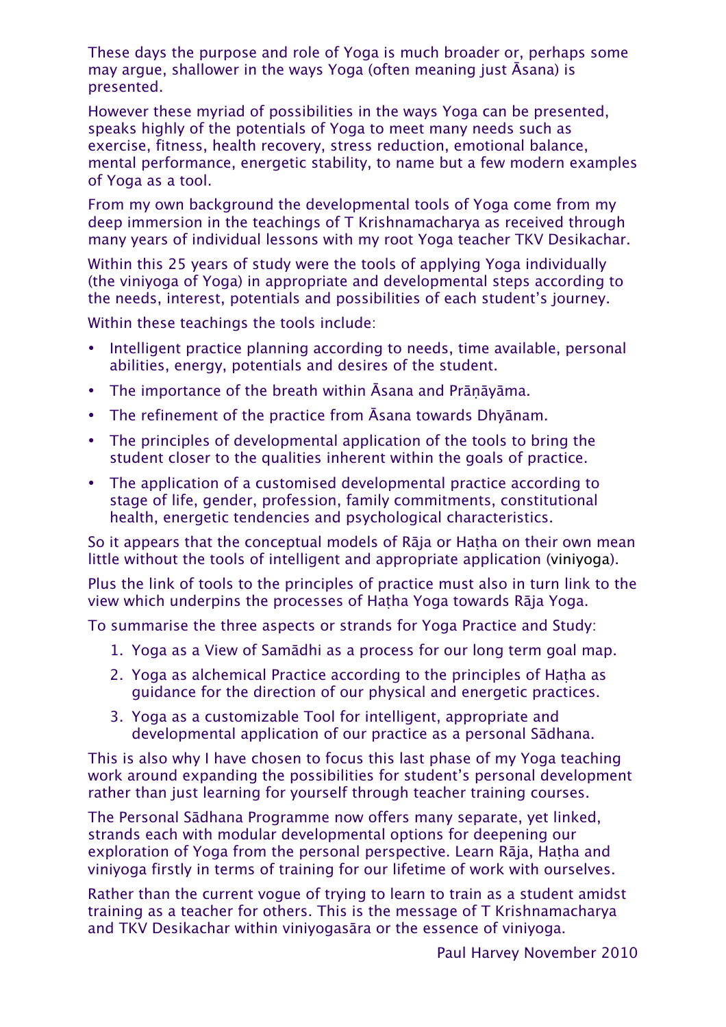These days the purpose and role of Yoga is much broader or, perhaps some may argue, shallower in the ways Yoga (often meaning just Āsana) is presented.

However these myriad of possibilities in the ways Yoga can be presented, speaks highly of the potentials of Yoga to meet many needs such as exercise, fitness, health recovery, stress reduction, emotional balance, mental performance, energetic stability, to name but a few modern examples of Yoga as a tool.

From my own background the developmental tools of Yoga come from my deep immersion in the teachings of T Krishnamacharya as received through many years of individual lessons with my root Yoga teacher TKV Desikachar.

Within this 25 years of study were the tools of applying Yoga individually (the viniyoga of Yoga) in appropriate and developmental steps according to the needs, interest, potentials and possibilities of each student's journey.

Within these teachings the tools include:

- Intelligent practice planning according to needs, time available, personal abilities, energy, potentials and desires of the student.
- The importance of the breath within Āsana and Prāṇāyāma.
- The refinement of the practice from Āsana towards Dhyānam.
- The principles of developmental application of the tools to bring the student closer to the qualities inherent within the goals of practice.
- The application of a customised developmental practice according to stage of life, gender, profession, family commitments, constitutional health, energetic tendencies and psychological characteristics.

So it appears that the conceptual models of Rāja or Haṭha on their own mean little without the tools of intelligent and appropriate application (viniyoga).

Plus the link of tools to the principles of practice must also in turn link to the view which underpins the processes of Haṭha Yoga towards Rāja Yoga.

To summarise the three aspects or strands for Yoga Practice and Study:

1. Yoga as a View of Samādhi as a process for our long term goal map.
2. Yoga as alchemical Practice according to the principles of Haṭha as guidance for the direction of our physical and energetic practices.
3. Yoga as a customizable Tool for intelligent, appropriate and developmental application of our practice as a personal Sādhana.

This is also why I have chosen to focus this last phase of my Yoga teaching work around expanding the possibilities for student's personal development rather than just learning for yourself through teacher training courses.

The Personal Sādhana Programme now offers many separate, yet linked, strands each with modular developmental options for deepening our exploration of Yoga from the personal perspective. Learn Rāja, Haṭha and viniyoga firstly in terms of training for our lifetime of work with ourselves.

Rather than the current vogue of trying to learn to train as a student amidst training as a teacher for others. This is the message of T Krishnamacharya and TKV Desikachar within viniyogasāra or the essence of viniyoga.

Paul Harvey November 2010